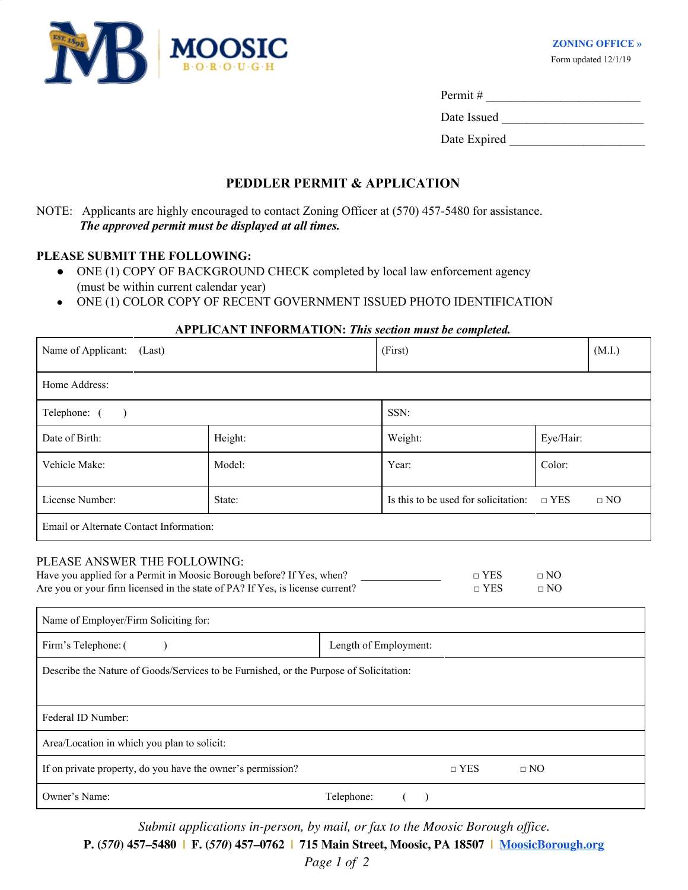**MOOSIC**
B·O·R·O·U·G·H

**ZONING OFFICE »**
Form updated 12/1/19

Permit # ________________________

Date Issued ______________________

Date Expired _____________________

# PEDDLER PERMIT & APPLICATION

NOTE: Applicants are highly encouraged to contact Zoning Officer at (570) 457-5480 for assistance.
***The approved permit must be displayed at all times.***

**PLEASE SUBMIT THE FOLLOWING:**

- ONE (1) COPY OF BACKGROUND CHECK completed by local law enforcement agency (must be within current calendar year)
- ONE (1) COLOR COPY OF RECENT GOVERNMENT ISSUED PHOTO IDENTIFICATION

**APPLICANT INFORMATION:** ***This section must be completed.***

| Name of Applicant: (Last) | | (First) | (M.I.) |
|---|---|---|---|
| Home Address: | | | |
| Telephone: ( ) | | SSN: | |
| Date of Birth: | Height: | Weight: | Eye/Hair: |
| Vehicle Make: | Model: | Year: | Color: |
| License Number: | State: | Is this to be used for solicitation: | □ YES □ NO |
| Email or Alternate Contact Information: | | | |

PLEASE ANSWER THE FOLLOWING:

Have you applied for a Permit in Moosic Borough before? If Yes, when? ______________ □ YES □ NO

Are you or your firm licensed in the state of PA? If Yes, is license current? □ YES □ NO

| Name of Employer/Firm Soliciting for: | |
|---|---|
| Firm's Telephone: ( ) | Length of Employment: |
| Describe the Nature of Goods/Services to be Furnished, or the Purpose of Solicitation: | |
| Federal ID Number: | |
| Area/Location in which you plan to solicit: | |
| If on private property, do you have the owner's permission? | □ YES □ NO |
| Owner's Name: | Telephone: ( ) |

*Submit applications in-person, by mail, or fax to the Moosic Borough office.*

**P. (570) 457–5480 | F. (570) 457–0762 | 715 Main Street, Moosic, PA 18507 | MoosicBorough.org**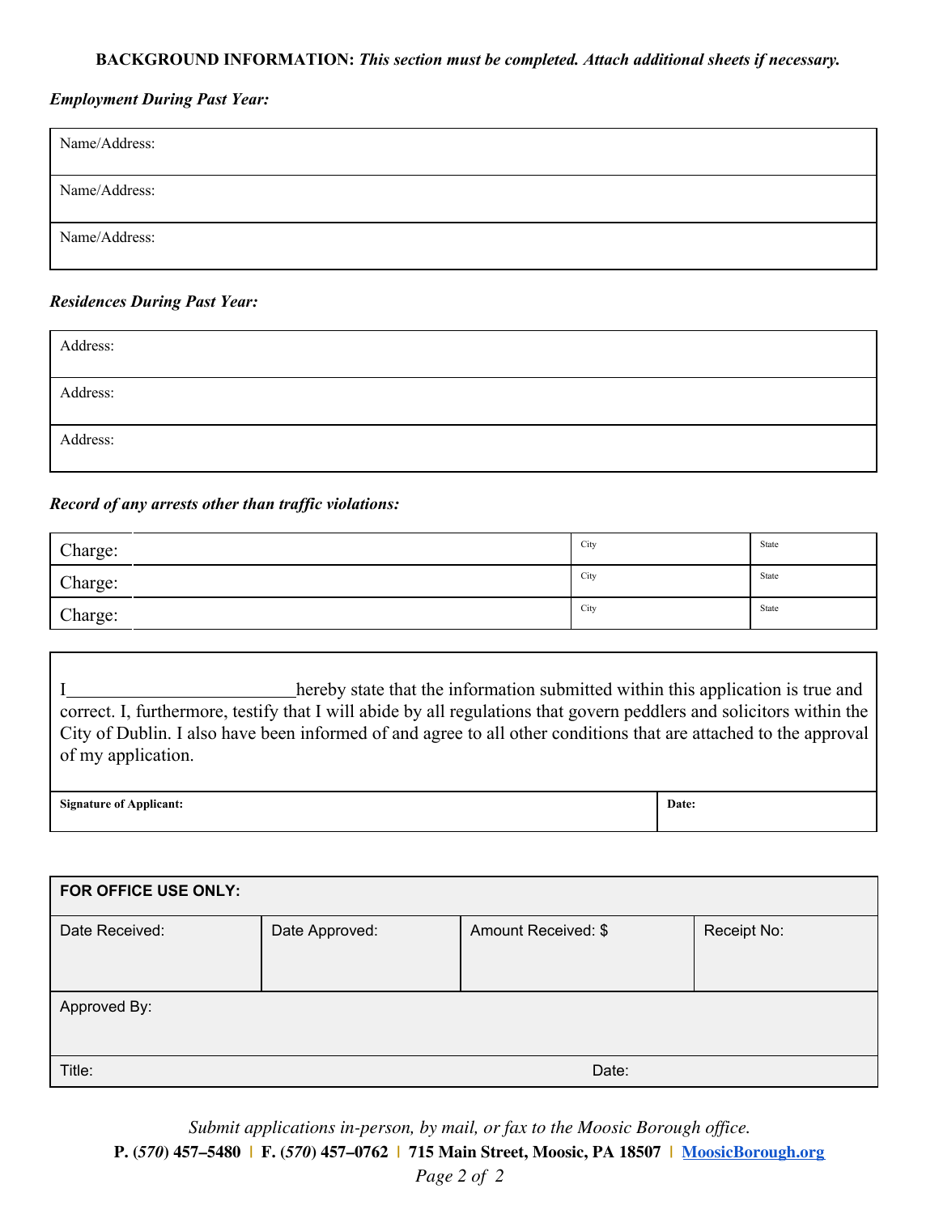**BACKGROUND INFORMATION:** ***This section must be completed. Attach additional sheets if necessary.***

***Employment During Past Year:***

| |
|---|
| Name/Address: |
| Name/Address: |
| Name/Address: |

***Residences During Past Year:***

| |
|---|
| Address: |
| Address: |
| Address: |

***Record of any arrests other than traffic violations:***

| | | | |
|---|---|---|---|
| Charge: | | City | State |
| Charge: | | City | State |
| Charge: | | City | State |

I\_\_\_\_\_\_\_\_\_\_\_\_\_\_\_\_\_\_\_\_\_\_\_\_\_hereby state that the information submitted within this application is true and correct. I, furthermore, testify that I will abide by all regulations that govern peddlers and solicitors within the City of Dublin. I also have been informed of and agree to all other conditions that are attached to the approval of my application.

| | |
|---|---|
| **Signature of Applicant:** | **Date:** |

| | | | |
|---|---|---|---|
| **FOR OFFICE USE ONLY:** | | | |
| Date Received: | Date Approved: | Amount Received: $ | Receipt No: |
| Approved By: | | | |
| Title: | | Date: | |

*Submit applications in-person, by mail, or fax to the Moosic Borough office.*

**P. (*570*) 457–5480 | F. (*570*) 457–0762 | 715 Main Street, Moosic, PA 18507 | MoosicBorough.org**